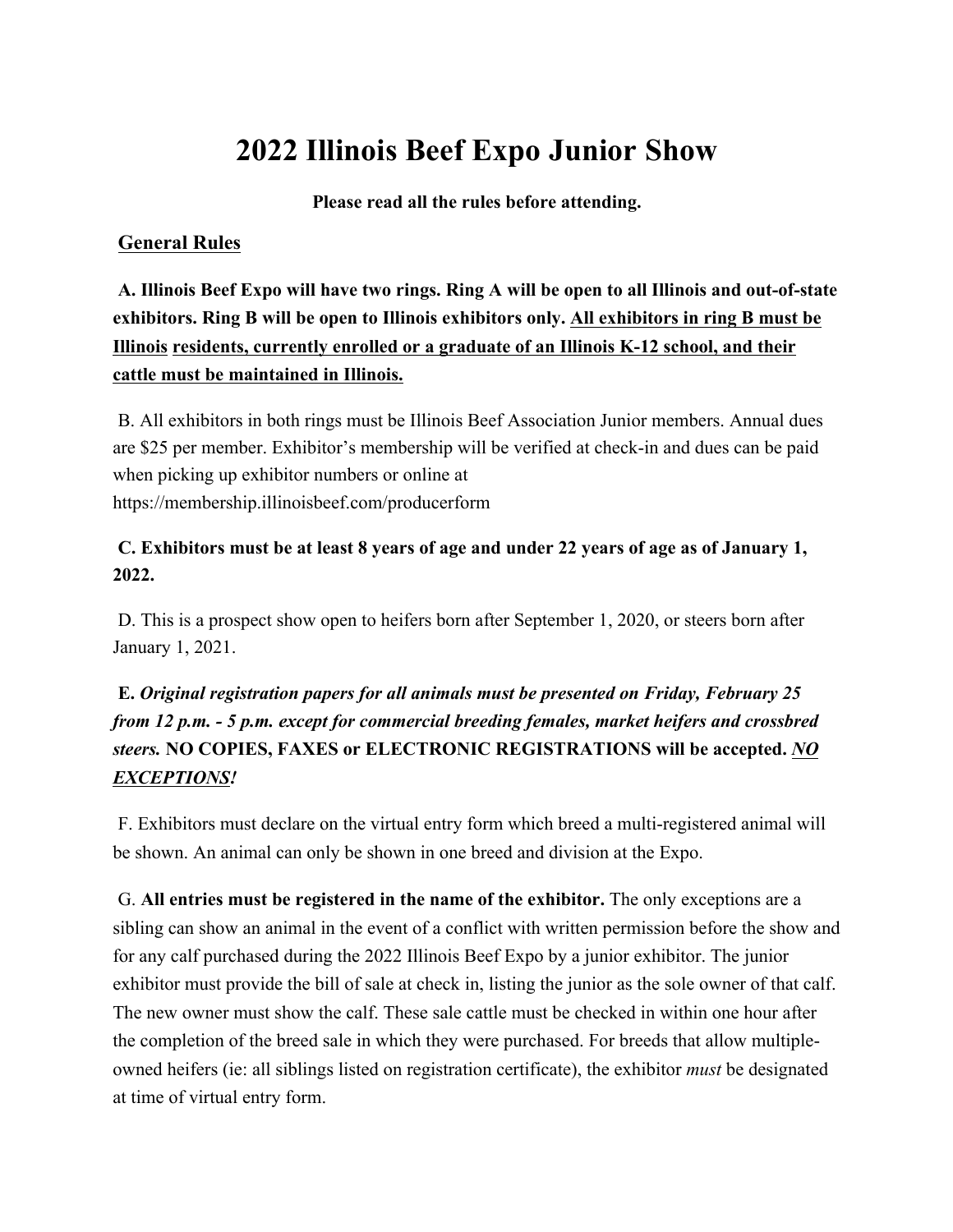# 2022 Illinois Beef Expo Junior Show

**Please read all the rules before attending.**

## General Rules

**A. Illinois Beef Expo will have two rings. Ring A will be open to all Illinois and out-of-state exhibitors. Ring B will be open to Illinois exhibitors only. <u>All exhibitors in ring B must be Illinois residents, currently enrolled or a graduate of an Illinois K-12 school, and their cattle must be maintained in Illinois.</u>**

B. All exhibitors in both rings must be Illinois Beef Association Junior members. Annual dues are $25 per member. Exhibitor's membership will be verified at check-in and dues can be paid when picking up exhibitor numbers or online at https://membership.illinoisbeef.com/producerform

**C. Exhibitors must be at least 8 years of age and under 22 years of age as of January 1, 2022.**

D. This is a prospect show open to heifers born after September 1, 2020, or steers born after January 1, 2021.

**E. *Original registration papers for all animals must be presented on Friday, February 25 from 12 p.m. - 5 p.m. except for commercial breeding females, market heifers and crossbred steers.* NO COPIES, FAXES or ELECTRONIC REGISTRATIONS will be accepted. *<u>NO EXCEPTIONS</u>!***

F. Exhibitors must declare on the virtual entry form which breed a multi-registered animal will be shown. An animal can only be shown in one breed and division at the Expo.

G. **All entries must be registered in the name of the exhibitor.** The only exceptions are a sibling can show an animal in the event of a conflict with written permission before the show and for any calf purchased during the 2022 Illinois Beef Expo by a junior exhibitor. The junior exhibitor must provide the bill of sale at check in, listing the junior as the sole owner of that calf. The new owner must show the calf. These sale cattle must be checked in within one hour after the completion of the breed sale in which they were purchased. For breeds that allow multiple-owned heifers (ie: all siblings listed on registration certificate), the exhibitor *must* be designated at time of virtual entry form.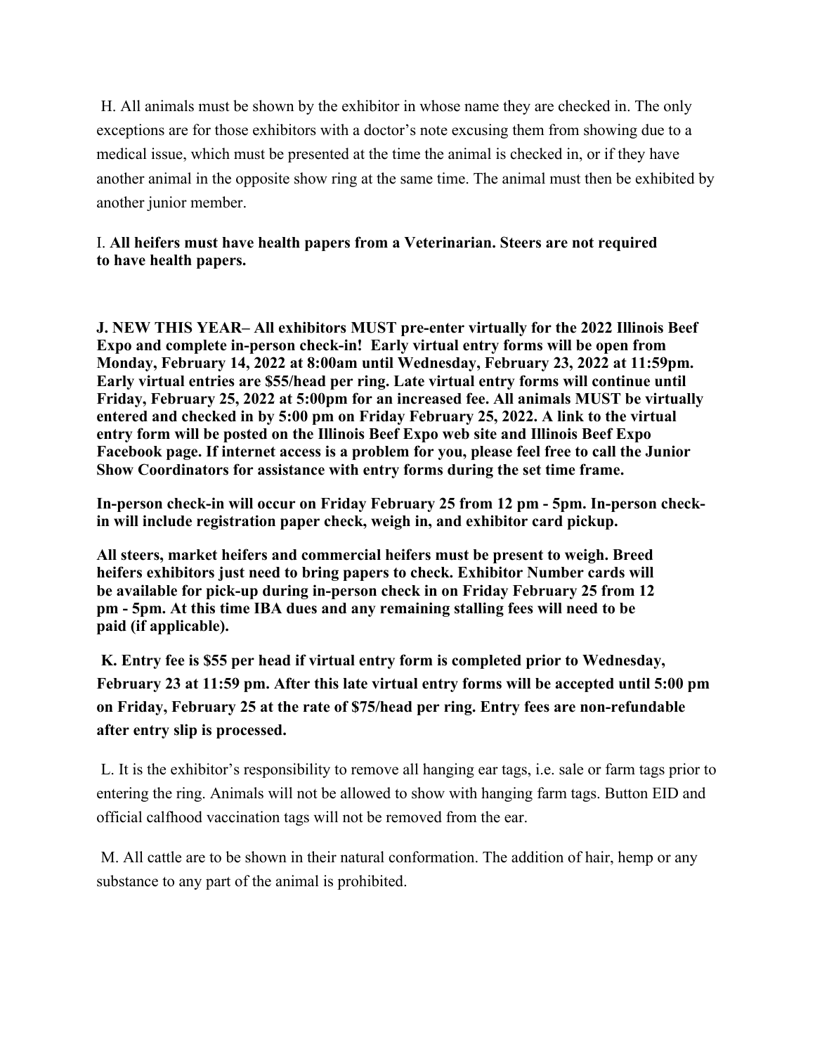H. All animals must be shown by the exhibitor in whose name they are checked in. The only exceptions are for those exhibitors with a doctor's note excusing them from showing due to a medical issue, which must be presented at the time the animal is checked in, or if they have another animal in the opposite show ring at the same time. The animal must then be exhibited by another junior member.

I. **All heifers must have health papers from a Veterinarian. Steers are not required to have health papers.**

**J. NEW THIS YEAR– All exhibitors MUST pre-enter virtually for the 2022 Illinois Beef Expo and complete in-person check-in! Early virtual entry forms will be open from Monday, February 14, 2022 at 8:00am until Wednesday, February 23, 2022 at 11:59pm. Early virtual entries are $55/head per ring. Late virtual entry forms will continue until Friday, February 25, 2022 at 5:00pm for an increased fee. All animals MUST be virtually entered and checked in by 5:00 pm on Friday February 25, 2022. A link to the virtual entry form will be posted on the Illinois Beef Expo web site and Illinois Beef Expo Facebook page. If internet access is a problem for you, please feel free to call the Junior Show Coordinators for assistance with entry forms during the set time frame.**

**In-person check-in will occur on Friday February 25 from 12 pm - 5pm. In-person check-in will include registration paper check, weigh in, and exhibitor card pickup.**

**All steers, market heifers and commercial heifers must be present to weigh. Breed heifers exhibitors just need to bring papers to check. Exhibitor Number cards will be available for pick-up during in-person check in on Friday February 25 from 12 pm - 5pm. At this time IBA dues and any remaining stalling fees will need to be paid (if applicable).**

**K. Entry fee is $55 per head if virtual entry form is completed prior to Wednesday, February 23 at 11:59 pm. After this late virtual entry forms will be accepted until 5:00 pm on Friday, February 25 at the rate of $75/head per ring. Entry fees are non-refundable after entry slip is processed.**

L. It is the exhibitor's responsibility to remove all hanging ear tags, i.e. sale or farm tags prior to entering the ring. Animals will not be allowed to show with hanging farm tags. Button EID and official calfhood vaccination tags will not be removed from the ear.

M. All cattle are to be shown in their natural conformation. The addition of hair, hemp or any substance to any part of the animal is prohibited.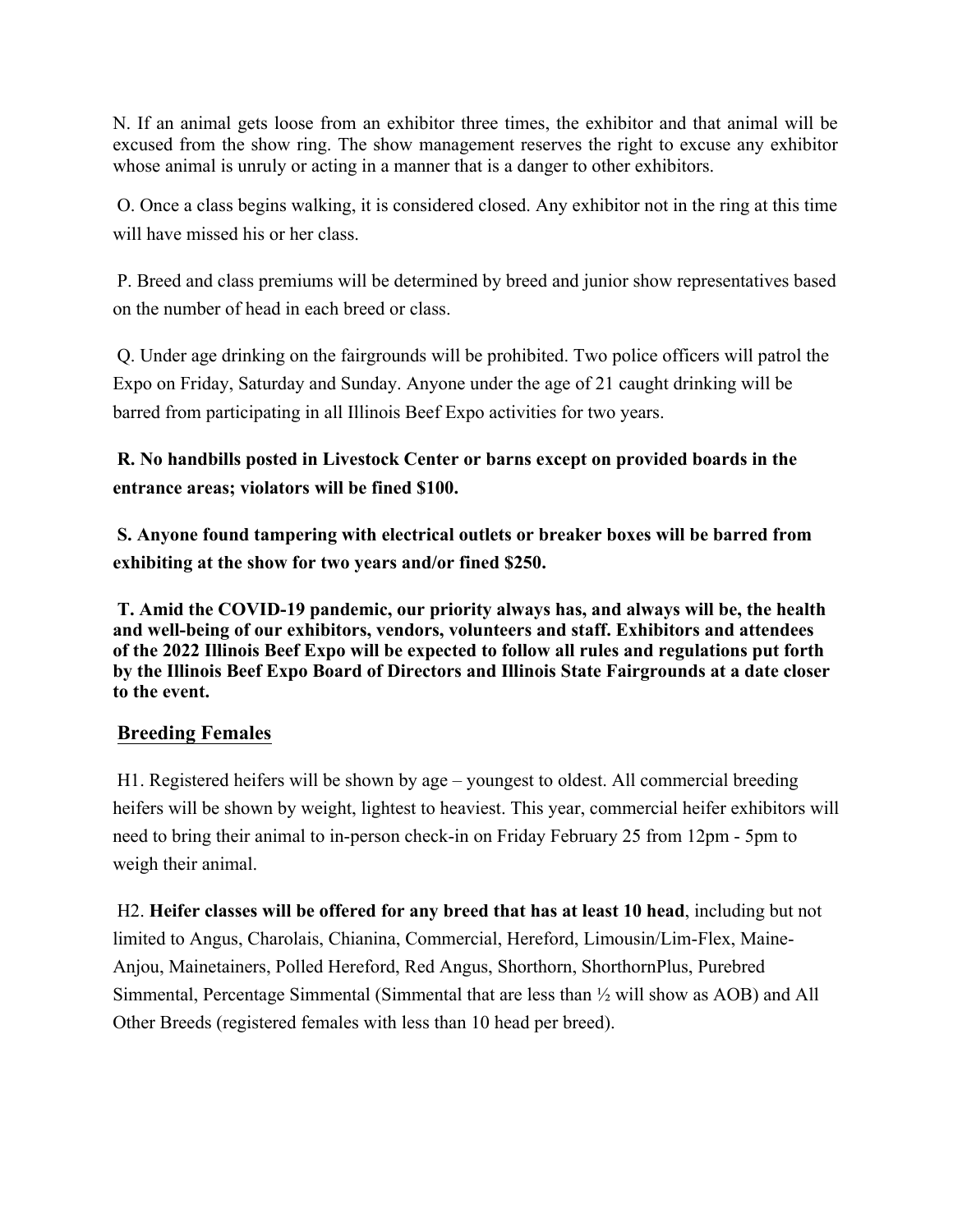N. If an animal gets loose from an exhibitor three times, the exhibitor and that animal will be excused from the show ring. The show management reserves the right to excuse any exhibitor whose animal is unruly or acting in a manner that is a danger to other exhibitors.

O. Once a class begins walking, it is considered closed. Any exhibitor not in the ring at this time will have missed his or her class.

P. Breed and class premiums will be determined by breed and junior show representatives based on the number of head in each breed or class.

Q. Under age drinking on the fairgrounds will be prohibited. Two police officers will patrol the Expo on Friday, Saturday and Sunday. Anyone under the age of 21 caught drinking will be barred from participating in all Illinois Beef Expo activities for two years.

**R. No handbills posted in Livestock Center or barns except on provided boards in the entrance areas; violators will be fined $100.**

**S. Anyone found tampering with electrical outlets or breaker boxes will be barred from exhibiting at the show for two years and/or fined $250.**

**T. Amid the COVID-19 pandemic, our priority always has, and always will be, the health and well-being of our exhibitors, vendors, volunteers and staff. Exhibitors and attendees of the 2022 Illinois Beef Expo will be expected to follow all rules and regulations put forth by the Illinois Beef Expo Board of Directors and Illinois State Fairgrounds at a date closer to the event.**

## Breeding Females

H1. Registered heifers will be shown by age – youngest to oldest. All commercial breeding heifers will be shown by weight, lightest to heaviest. This year, commercial heifer exhibitors will need to bring their animal to in-person check-in on Friday February 25 from 12pm - 5pm to weigh their animal.

H2. **Heifer classes will be offered for any breed that has at least 10 head**, including but not limited to Angus, Charolais, Chianina, Commercial, Hereford, Limousin/Lim-Flex, Maine-Anjou, Mainetainers, Polled Hereford, Red Angus, Shorthorn, ShorthornPlus, Purebred Simmental, Percentage Simmental (Simmental that are less than ½ will show as AOB) and All Other Breeds (registered females with less than 10 head per breed).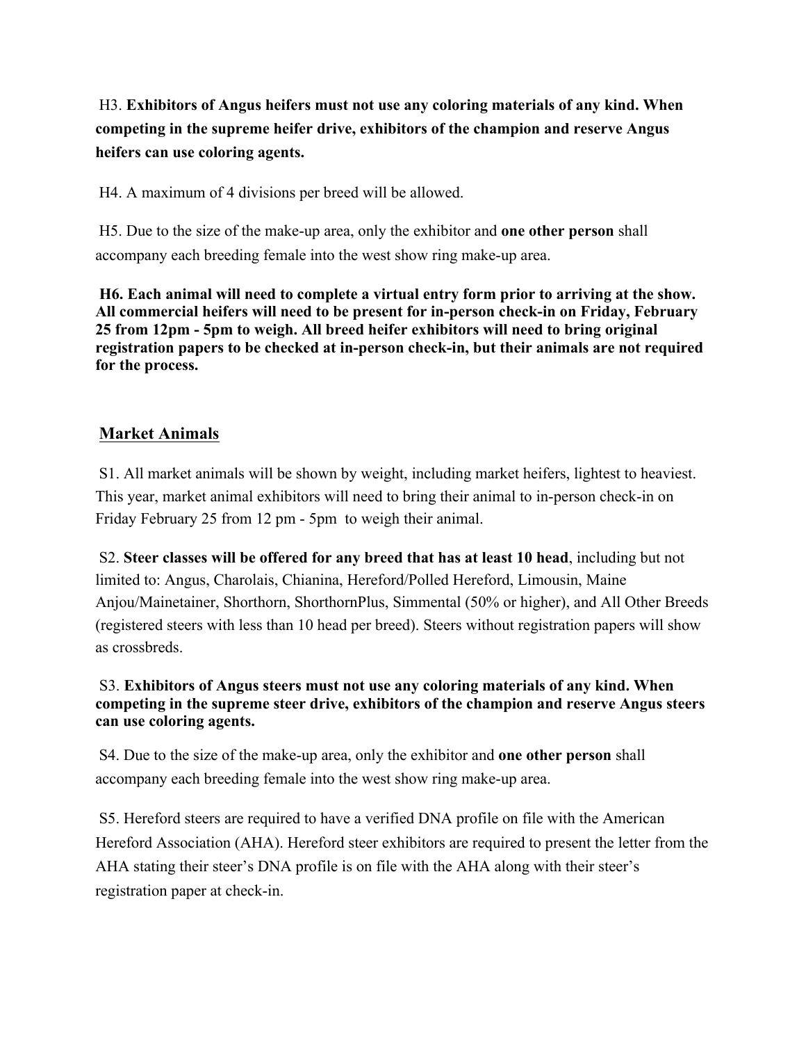H3. **Exhibitors of Angus heifers must not use any coloring materials of any kind. When competing in the supreme heifer drive, exhibitors of the champion and reserve Angus heifers can use coloring agents.**

H4. A maximum of 4 divisions per breed will be allowed.

H5. Due to the size of the make-up area, only the exhibitor and **one other person** shall accompany each breeding female into the west show ring make-up area.

**H6. Each animal will need to complete a virtual entry form prior to arriving at the show. All commercial heifers will need to be present for in-person check-in on Friday, February 25 from 12pm - 5pm to weigh. All breed heifer exhibitors will need to bring original registration papers to be checked at in-person check-in, but their animals are not required for the process.**

## Market Animals

S1. All market animals will be shown by weight, including market heifers, lightest to heaviest. This year, market animal exhibitors will need to bring their animal to in-person check-in on Friday February 25 from 12 pm - 5pm to weigh their animal.

S2. **Steer classes will be offered for any breed that has at least 10 head**, including but not limited to: Angus, Charolais, Chianina, Hereford/Polled Hereford, Limousin, Maine Anjou/Mainetainer, Shorthorn, ShorthornPlus, Simmental (50% or higher), and All Other Breeds (registered steers with less than 10 head per breed). Steers without registration papers will show as crossbreds.

S3. **Exhibitors of Angus steers must not use any coloring materials of any kind. When competing in the supreme steer drive, exhibitors of the champion and reserve Angus steers can use coloring agents.**

S4. Due to the size of the make-up area, only the exhibitor and **one other person** shall accompany each breeding female into the west show ring make-up area.

S5. Hereford steers are required to have a verified DNA profile on file with the American Hereford Association (AHA). Hereford steer exhibitors are required to present the letter from the AHA stating their steer's DNA profile is on file with the AHA along with their steer's registration paper at check-in.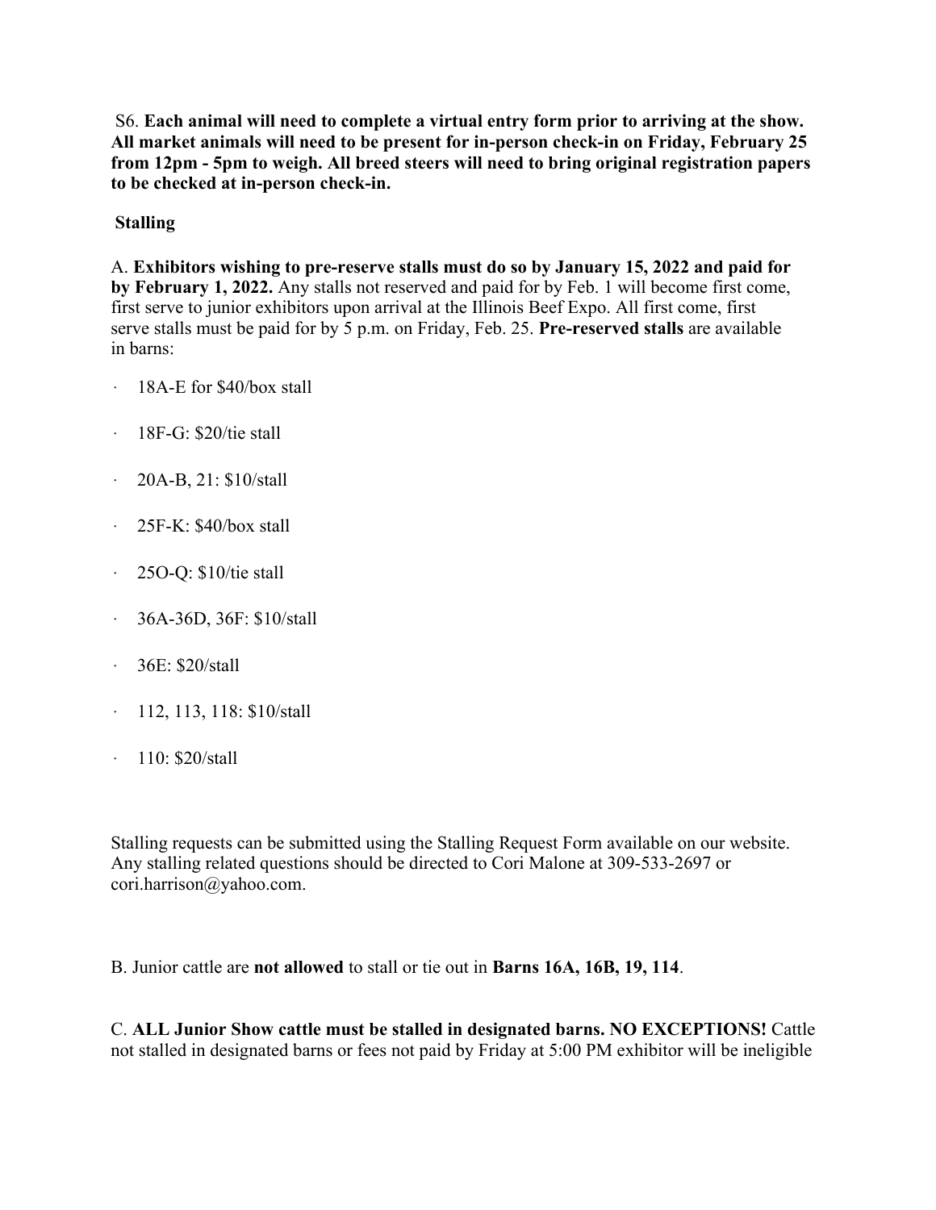S6. **Each animal will need to complete a virtual entry form prior to arriving at the show. All market animals will need to be present for in-person check-in on Friday, February 25 from 12pm - 5pm to weigh. All breed steers will need to bring original registration papers to be checked at in-person check-in.**

**Stalling**

A. **Exhibitors wishing to pre-reserve stalls must do so by January 15, 2022 and paid for by February 1, 2022.** Any stalls not reserved and paid for by Feb. 1 will become first come, first serve to junior exhibitors upon arrival at the Illinois Beef Expo. All first come, first serve stalls must be paid for by 5 p.m. on Friday, Feb. 25. **Pre-reserved stalls** are available in barns:

- 18A-E for $40/box stall
- 18F-G: $20/tie stall
- 20A-B, 21: $10/stall
- 25F-K: $40/box stall
- 25O-Q: $10/tie stall
- 36A-36D, 36F: $10/stall
- 36E: $20/stall
- 112, 113, 118: $10/stall
- 110: $20/stall

Stalling requests can be submitted using the Stalling Request Form available on our website. Any stalling related questions should be directed to Cori Malone at 309-533-2697 or cori.harrison@yahoo.com.

B. Junior cattle are **not allowed** to stall or tie out in **Barns 16A, 16B, 19, 114**.

C. **ALL Junior Show cattle must be stalled in designated barns. NO EXCEPTIONS!** Cattle not stalled in designated barns or fees not paid by Friday at 5:00 PM exhibitor will be ineligible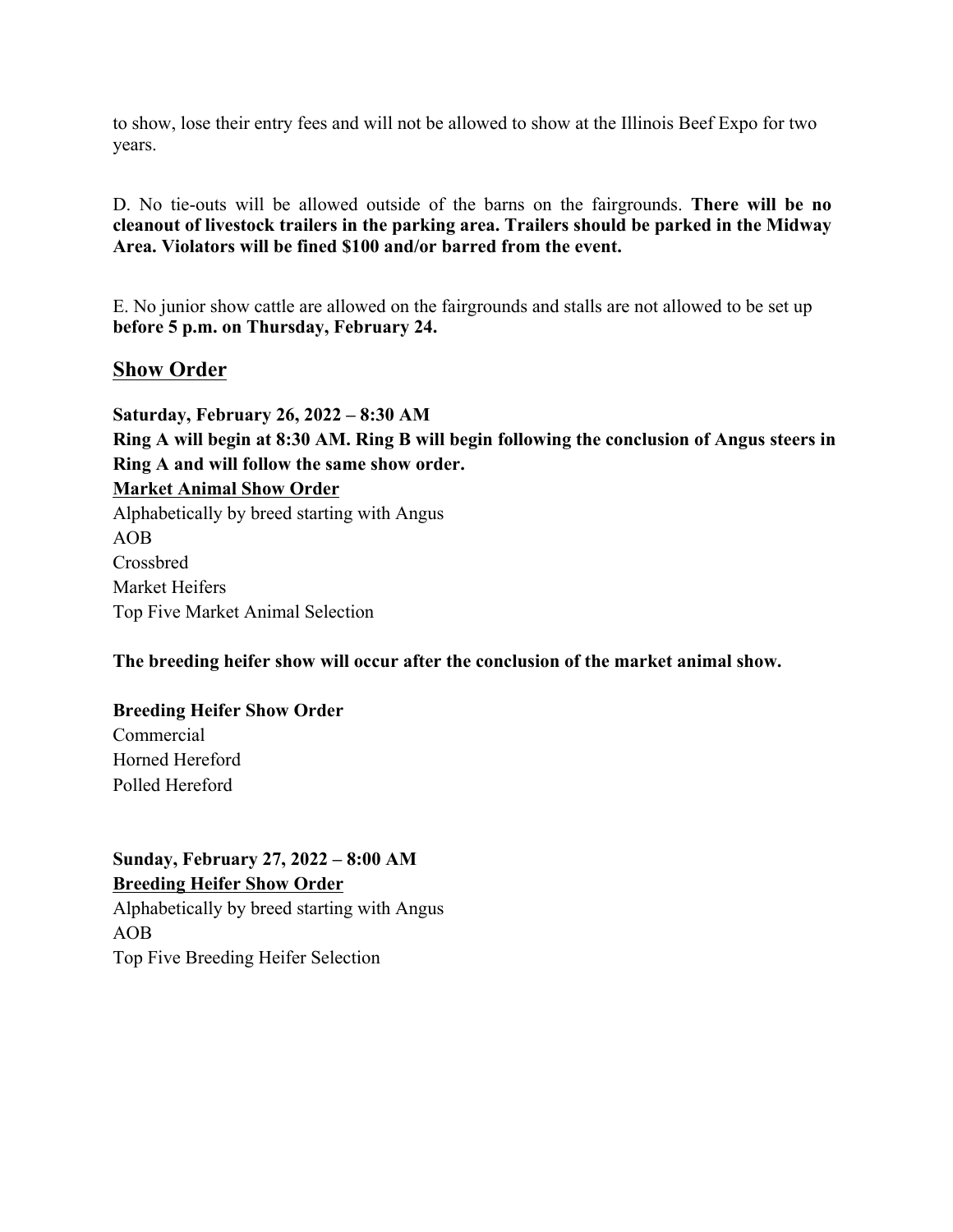to show, lose their entry fees and will not be allowed to show at the Illinois Beef Expo for two years.

D. No tie-outs will be allowed outside of the barns on the fairgrounds. **There will be no cleanout of livestock trailers in the parking area. Trailers should be parked in the Midway Area. Violators will be fined $100 and/or barred from the event.**

E. No junior show cattle are allowed on the fairgrounds and stalls are not allowed to be set up **before 5 p.m. on Thursday, February 24.**

## Show Order

**Saturday, February 26, 2022 – 8:30 AM**
**Ring A will begin at 8:30 AM. Ring B will begin following the conclusion of Angus steers in Ring A and will follow the same show order.**

**Market Animal Show Order**

Alphabetically by breed starting with Angus
AOB
Crossbred
Market Heifers
Top Five Market Animal Selection

**The breeding heifer show will occur after the conclusion of the market animal show.**

**Breeding Heifer Show Order**

Commercial
Horned Hereford
Polled Hereford

**Sunday, February 27, 2022 – 8:00 AM**

**Breeding Heifer Show Order**

Alphabetically by breed starting with Angus
AOB
Top Five Breeding Heifer Selection